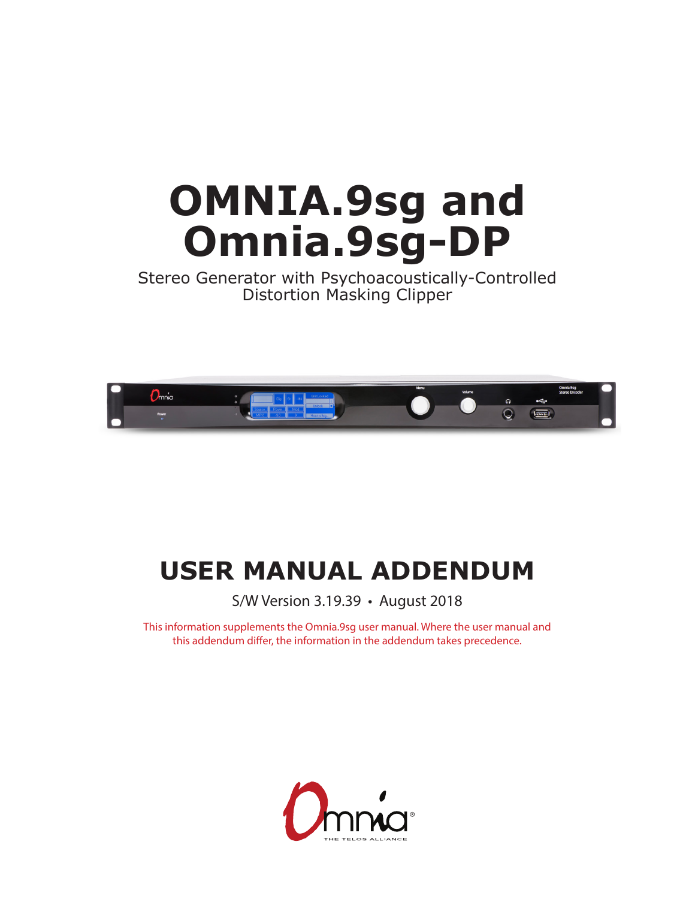# OMNIA.9sg and Omnia.9sg-DP

Stereo Generator with Psychoacoustically-Controlled Distortion Masking Clipper

## USER MANUAL ADDENDUM

S/W Version 3.19.39 • August 2018

This information supplements the Omnia.9sg user manual. Where the user manual and this addendum differ, the information in the addendum takes precedence.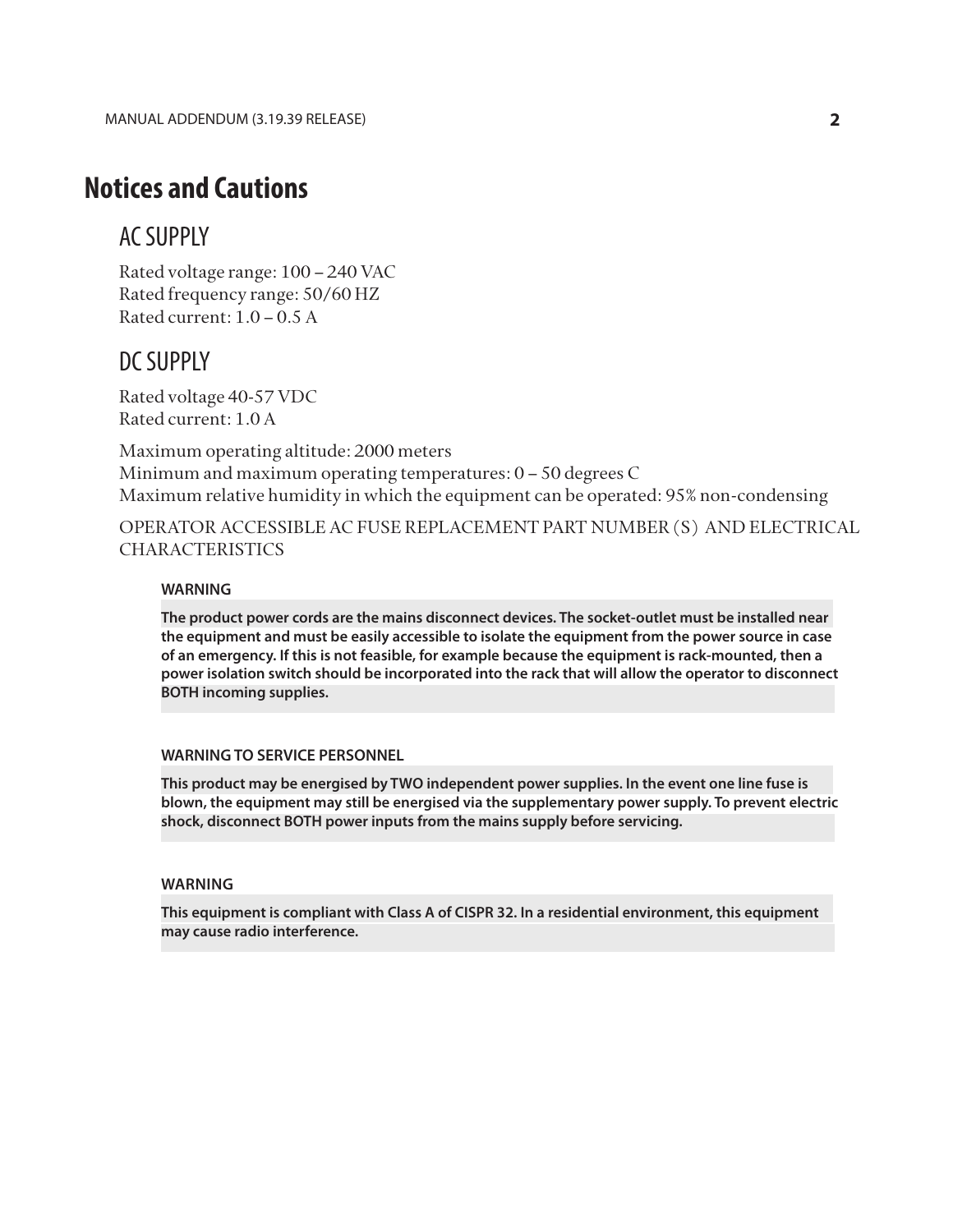# Notices and Cautions

## AC SUPPLY

Rated voltage range: 100 – 240 VAC
Rated frequency range: 50/60 HZ
Rated current: 1.0 – 0.5 A

## DC SUPPLY

Rated voltage 40-57 VDC
Rated current: 1.0 A

Maximum operating altitude: 2000 meters
Minimum and maximum operating temperatures: 0 – 50 degrees C
Maximum relative humidity in which the equipment can be operated: 95% non-condensing

OPERATOR ACCESSIBLE AC FUSE REPLACEMENT PART NUMBER (S) AND ELECTRICAL CHARACTERISTICS

**WARNING**

**The product power cords are the mains disconnect devices. The socket-outlet must be installed near the equipment and must be easily accessible to isolate the equipment from the power source in case of an emergency. If this is not feasible, for example because the equipment is rack-mounted, then a power isolation switch should be incorporated into the rack that will allow the operator to disconnect BOTH incoming supplies.**

**WARNING TO SERVICE PERSONNEL**

**This product may be energised by TWO independent power supplies. In the event one line fuse is blown, the equipment may still be energised via the supplementary power supply. To prevent electric shock, disconnect BOTH power inputs from the mains supply before servicing.**

**WARNING**

**This equipment is compliant with Class A of CISPR 32. In a residential environment, this equipment may cause radio interference.**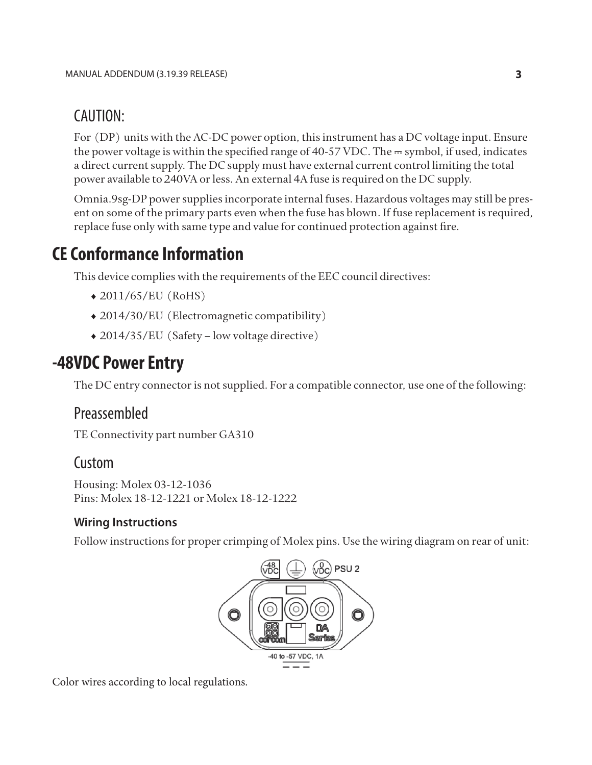## CAUTION:

For (DP) units with the AC-DC power option, this instrument has a DC voltage input. Ensure the power voltage is within the specified range of 40-57 VDC. The ⎓ symbol, if used, indicates a direct current supply. The DC supply must have external current control limiting the total power available to 240VA or less. An external 4A fuse is required on the DC supply.

Omnia.9sg-DP power supplies incorporate internal fuses. Hazardous voltages may still be present on some of the primary parts even when the fuse has blown. If fuse replacement is required, replace fuse only with same type and value for continued protection against fire.

# CE Conformance Information

This device complies with the requirements of the EEC council directives:

- 2011/65/EU (RoHS)
- 2014/30/EU (Electromagnetic compatibility)
- 2014/35/EU (Safety – low voltage directive)

# -48VDC Power Entry

The DC entry connector is not supplied. For a compatible connector, use one of the following:

## Preassembled

TE Connectivity part number GA310

## Custom

Housing: Molex 03-12-1036
Pins: Molex 18-12-1221 or Molex 18-12-1222

### Wiring Instructions

Follow instructions for proper crimping of Molex pins. Use the wiring diagram on rear of unit:

Color wires according to local regulations.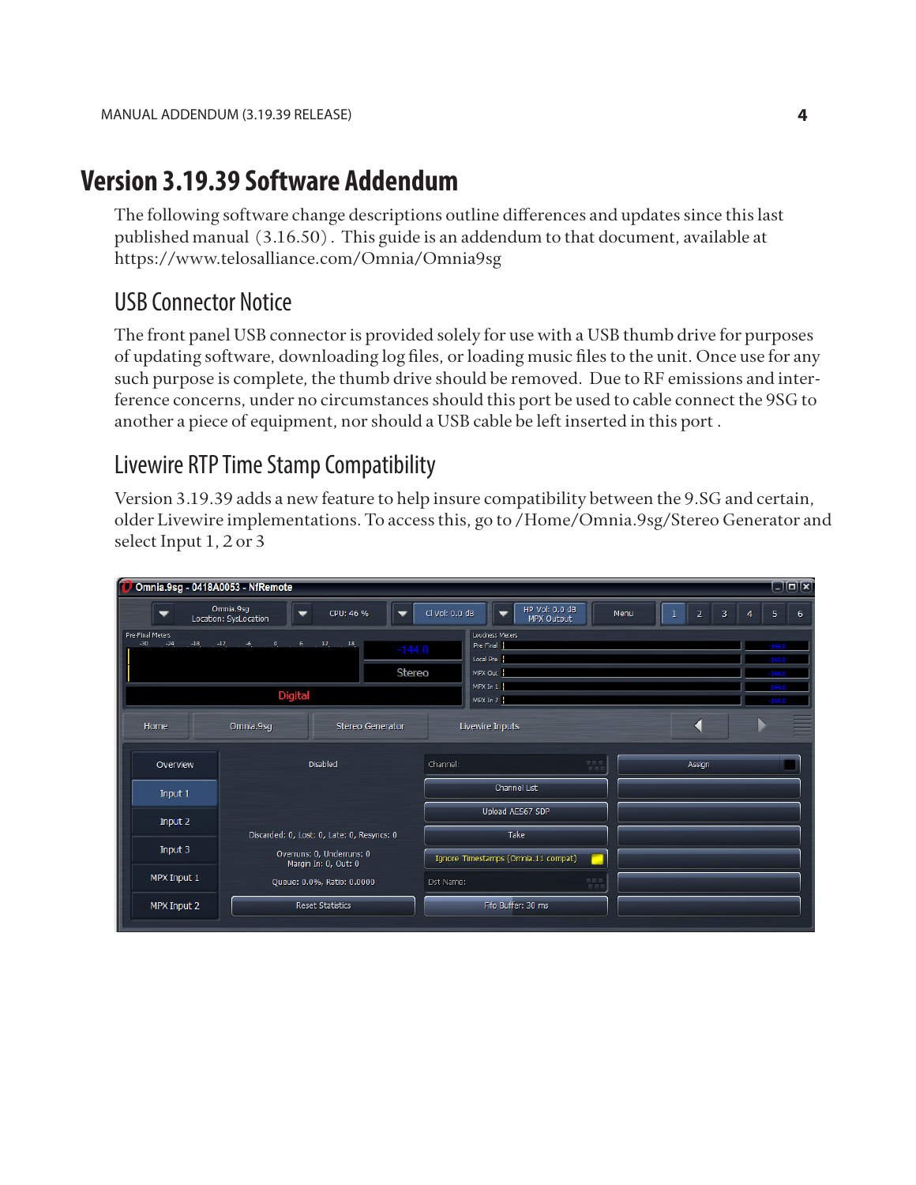# Version 3.19.39 Software Addendum

The following software change descriptions outline differences and updates since this last published manual (3.16.50). This guide is an addendum to that document, available at https://www.telosalliance.com/Omnia/Omnia9sg

## USB Connector Notice

The front panel USB connector is provided solely for use with a USB thumb drive for purposes of updating software, downloading log files, or loading music files to the unit. Once use for any such purpose is complete, the thumb drive should be removed. Due to RF emissions and interference concerns, under no circumstances should this port be used to cable connect the 9SG to another a piece of equipment, nor should a USB cable be left inserted in this port .

## Livewire RTP Time Stamp Compatibility

Version 3.19.39 adds a new feature to help insure compatibility between the 9.SG and certain, older Livewire implementations. To access this, go to /Home/Omnia.9sg/Stereo Generator and select Input 1, 2 or 3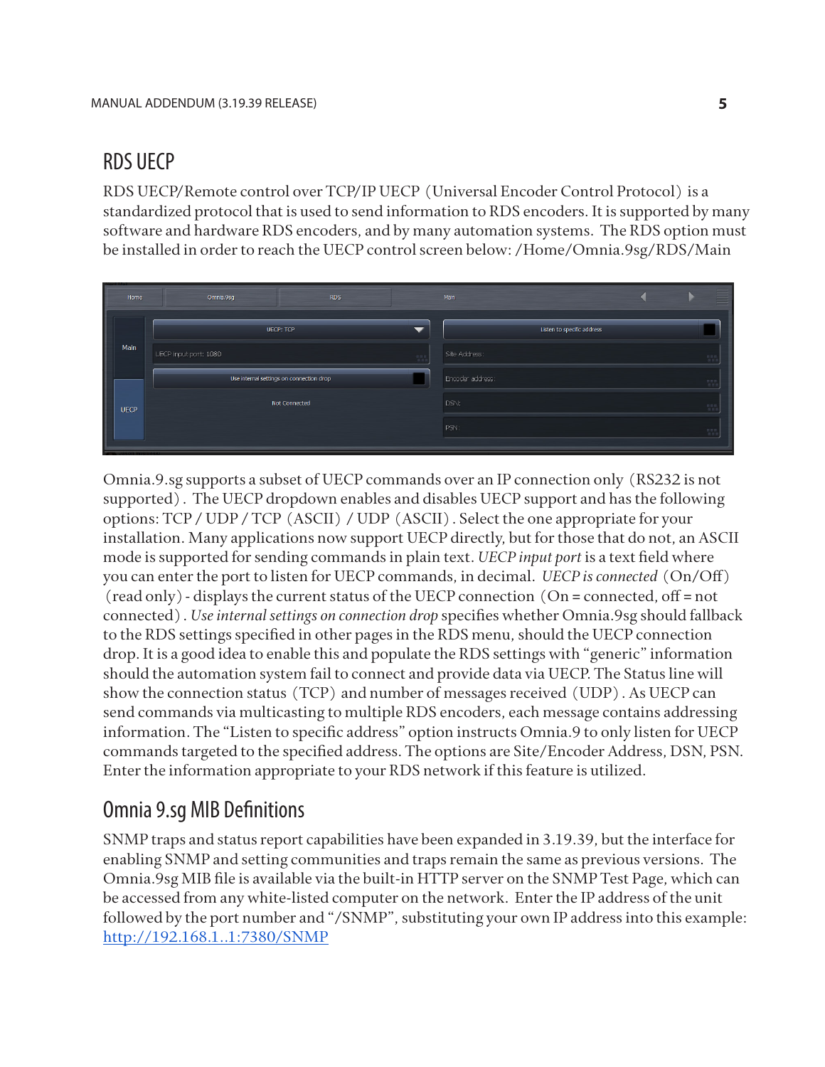## RDS UECP

RDS UECP/Remote control over TCP/IP UECP (Universal Encoder Control Protocol) is a standardized protocol that is used to send information to RDS encoders. It is supported by many software and hardware RDS encoders, and by many automation systems. The RDS option must be installed in order to reach the UECP control screen below: /Home/Omnia.9sg/RDS/Main

Omnia.9.sg supports a subset of UECP commands over an IP connection only (RS232 is not supported). The UECP dropdown enables and disables UECP support and has the following options: TCP / UDP / TCP (ASCII) / UDP (ASCII). Select the one appropriate for your installation. Many applications now support UECP directly, but for those that do not, an ASCII mode is supported for sending commands in plain text. *UECP input port* is a text field where you can enter the port to listen for UECP commands, in decimal. *UECP is connected* (On/Off) (read only) - displays the current status of the UECP connection (On = connected, off = not connected). *Use internal settings on connection drop* specifies whether Omnia.9sg should fallback to the RDS settings specified in other pages in the RDS menu, should the UECP connection drop. It is a good idea to enable this and populate the RDS settings with "generic" information should the automation system fail to connect and provide data via UECP. The Status line will show the connection status (TCP) and number of messages received (UDP). As UECP can send commands via multicasting to multiple RDS encoders, each message contains addressing information. The "Listen to specific address" option instructs Omnia.9 to only listen for UECP commands targeted to the specified address. The options are Site/Encoder Address, DSN, PSN. Enter the information appropriate to your RDS network if this feature is utilized.

## Omnia 9.sg MIB Definitions

SNMP traps and status report capabilities have been expanded in 3.19.39, but the interface for enabling SNMP and setting communities and traps remain the same as previous versions. The Omnia.9sg MIB file is available via the built-in HTTP server on the SNMP Test Page, which can be accessed from any white-listed computer on the network. Enter the IP address of the unit followed by the port number and "/SNMP", substituting your own IP address into this example: http://192.168.1..1:7380/SNMP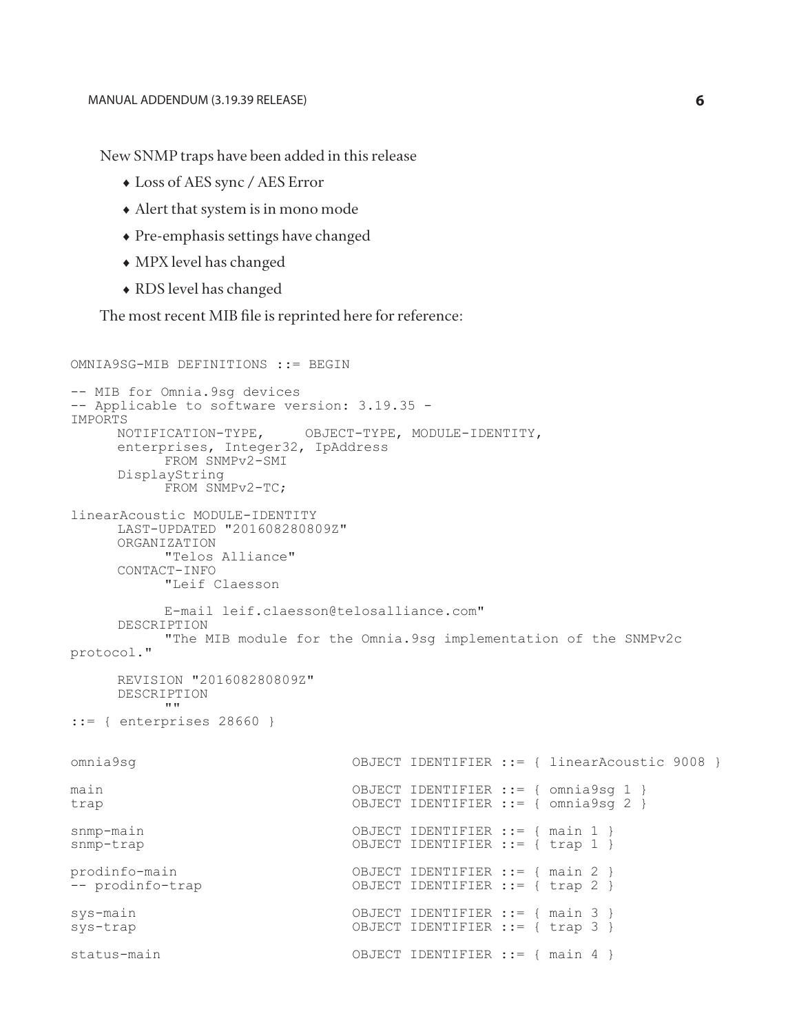New SNMP traps have been added in this release

- Loss of AES sync / AES Error
- Alert that system is in mono mode
- Pre-emphasis settings have changed
- MPX level has changed
- RDS level has changed

The most recent MIB file is reprinted here for reference:

```
OMNIA9SG-MIB DEFINITIONS ::= BEGIN

-- MIB for Omnia.9sg devices
-- Applicable to software version: 3.19.35 -
IMPORTS
      NOTIFICATION-TYPE,     OBJECT-TYPE, MODULE-IDENTITY,
      enterprises, Integer32, IpAddress
            FROM SNMPv2-SMI
      DisplayString
            FROM SNMPv2-TC;

linearAcoustic MODULE-IDENTITY
      LAST-UPDATED "201608280809Z"
      ORGANIZATION
            "Telos Alliance"
      CONTACT-INFO
            "Leif Claesson

            E-mail leif.claesson@telosalliance.com"
      DESCRIPTION
            "The MIB module for the Omnia.9sg implementation of the SNMPv2c
protocol."

      REVISION "201608280809Z"
      DESCRIPTION
            ""
::= { enterprises 28660 }

omnia9sg                          OBJECT IDENTIFIER ::= { linearAcoustic 9008 }

main                              OBJECT IDENTIFIER ::= { omnia9sg 1 }
trap                              OBJECT IDENTIFIER ::= { omnia9sg 2 }

snmp-main                         OBJECT IDENTIFIER ::= { main 1 }
snmp-trap                         OBJECT IDENTIFIER ::= { trap 1 }

prodinfo-main                     OBJECT IDENTIFIER ::= { main 2 }
-- prodinfo-trap                  OBJECT IDENTIFIER ::= { trap 2 }

sys-main                          OBJECT IDENTIFIER ::= { main 3 }
sys-trap                          OBJECT IDENTIFIER ::= { trap 3 }

status-main                       OBJECT IDENTIFIER ::= { main 4 }
```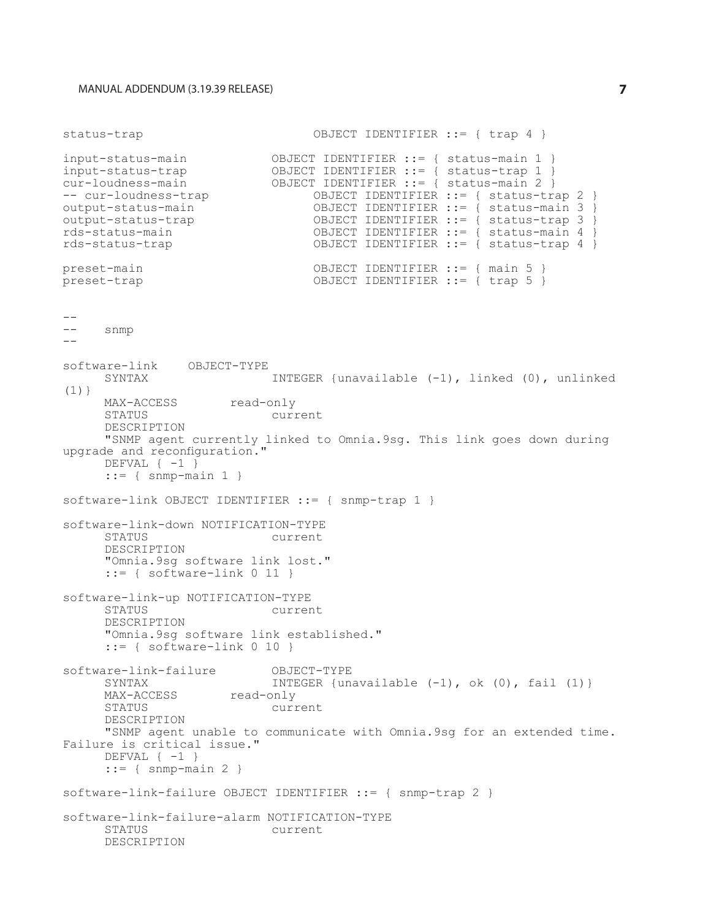```
status-trap                        OBJECT IDENTIFIER ::= { trap 4 }

input-status-main            OBJECT IDENTIFIER ::= { status-main 1 }
input-status-trap            OBJECT IDENTIFIER ::= { status-trap 1 }
cur-loudness-main            OBJECT IDENTIFIER ::= { status-main 2 }
-- cur-loudness-trap                 OBJECT IDENTIFIER ::= { status-trap 2 }
output-status-main                 OBJECT IDENTIFIER ::= { status-main 3 }
output-status-trap                 OBJECT IDENTIFIER ::= { status-trap 3 }
rds-status-main                    OBJECT IDENTIFIER ::= { status-main 4 }
rds-status-trap                    OBJECT IDENTIFIER ::= { status-trap 4 }

preset-main                        OBJECT IDENTIFIER ::= { main 5 }
preset-trap                        OBJECT IDENTIFIER ::= { trap 5 }


--
--     snmp
--

software-link    OBJECT-TYPE
      SYNTAX                 INTEGER {unavailable (-1), linked (0), unlinked
(1)}
      MAX-ACCESS       read-only
      STATUS                 current
      DESCRIPTION
      "SNMP agent currently linked to Omnia.9sg. This link goes down during
upgrade and reconfiguration."
      DEFVAL { -1 }
      ::= { snmp-main 1 }

software-link OBJECT IDENTIFIER ::= { snmp-trap 1 }

software-link-down NOTIFICATION-TYPE
      STATUS                 current
      DESCRIPTION
      "Omnia.9sg software link lost."
      ::= { software-link 0 11 }

software-link-up NOTIFICATION-TYPE
      STATUS                 current
      DESCRIPTION
      "Omnia.9sg software link established."
      ::= { software-link 0 10 }

software-link-failure        OBJECT-TYPE
      SYNTAX                 INTEGER {unavailable (-1), ok (0), fail (1)}
      MAX-ACCESS       read-only
      STATUS                 current
      DESCRIPTION
      "SNMP agent unable to communicate with Omnia.9sg for an extended time.
Failure is critical issue."
      DEFVAL { -1 }
      ::= { snmp-main 2 }

software-link-failure OBJECT IDENTIFIER ::= { snmp-trap 2 }

software-link-failure-alarm NOTIFICATION-TYPE
      STATUS                 current
      DESCRIPTION
```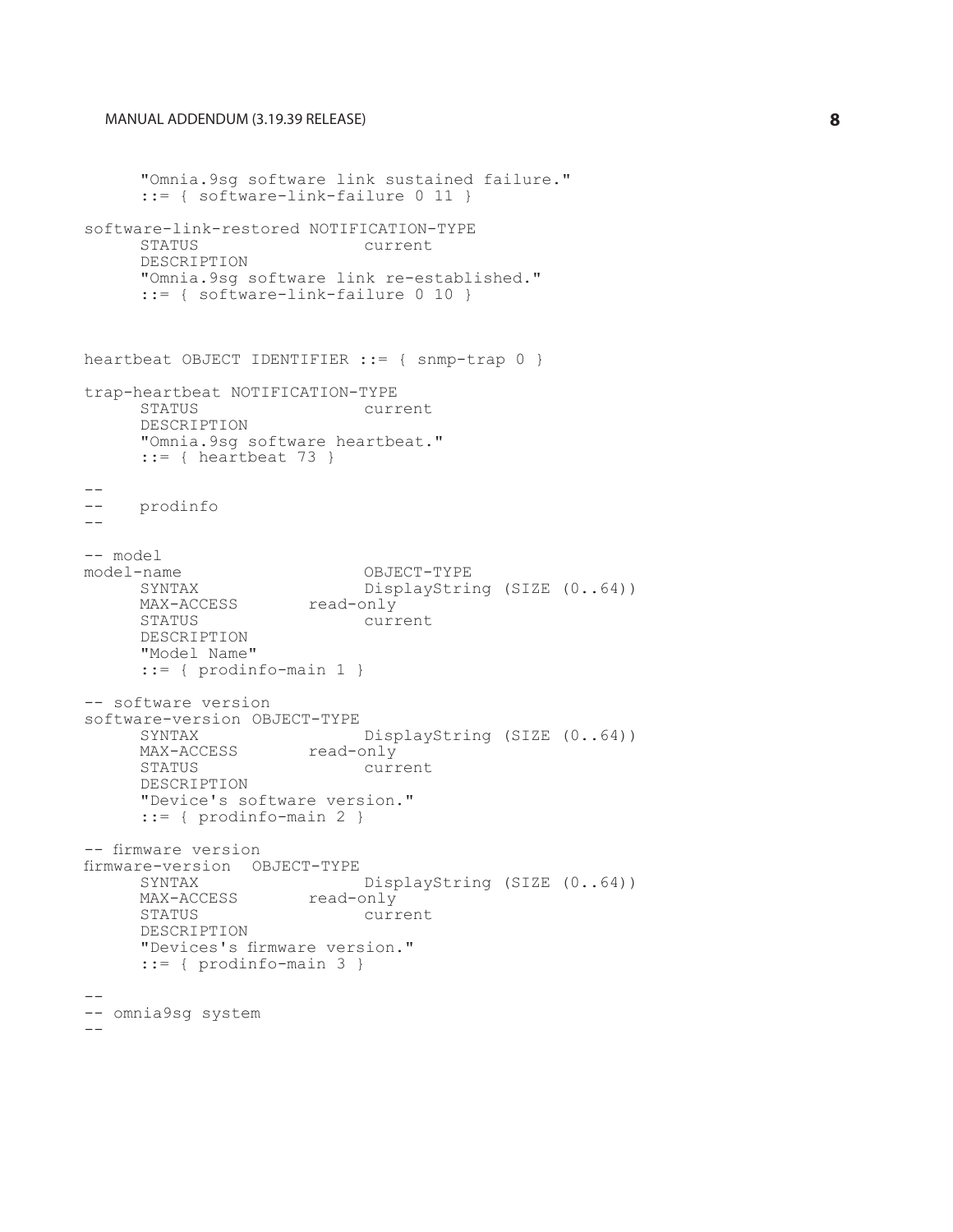```
      "Omnia.9sg software link sustained failure."
      ::= { software-link-failure 0 11 }

software-link-restored NOTIFICATION-TYPE
      STATUS                  current
      DESCRIPTION
      "Omnia.9sg software link re-established."
      ::= { software-link-failure 0 10 }



heartbeat OBJECT IDENTIFIER ::= { snmp-trap 0 }

trap-heartbeat NOTIFICATION-TYPE
      STATUS                  current
      DESCRIPTION
      "Omnia.9sg software heartbeat."
      ::= { heartbeat 73 }

--
--    prodinfo
--

-- model
model-name                    OBJECT-TYPE
      SYNTAX                  DisplayString (SIZE (0..64))
      MAX-ACCESS        read-only
      STATUS                  current
      DESCRIPTION
      "Model Name"
      ::= { prodinfo-main 1 }

-- software version
software-version OBJECT-TYPE
      SYNTAX                  DisplayString (SIZE (0..64))
      MAX-ACCESS        read-only
      STATUS                  current
      DESCRIPTION
      "Device's software version."
      ::= { prodinfo-main 2 }

-- firmware version
firmware-version  OBJECT-TYPE
      SYNTAX                  DisplayString (SIZE (0..64))
      MAX-ACCESS        read-only
      STATUS                  current
      DESCRIPTION
      "Devices's firmware version."
      ::= { prodinfo-main 3 }

--
-- omnia9sg system
--
```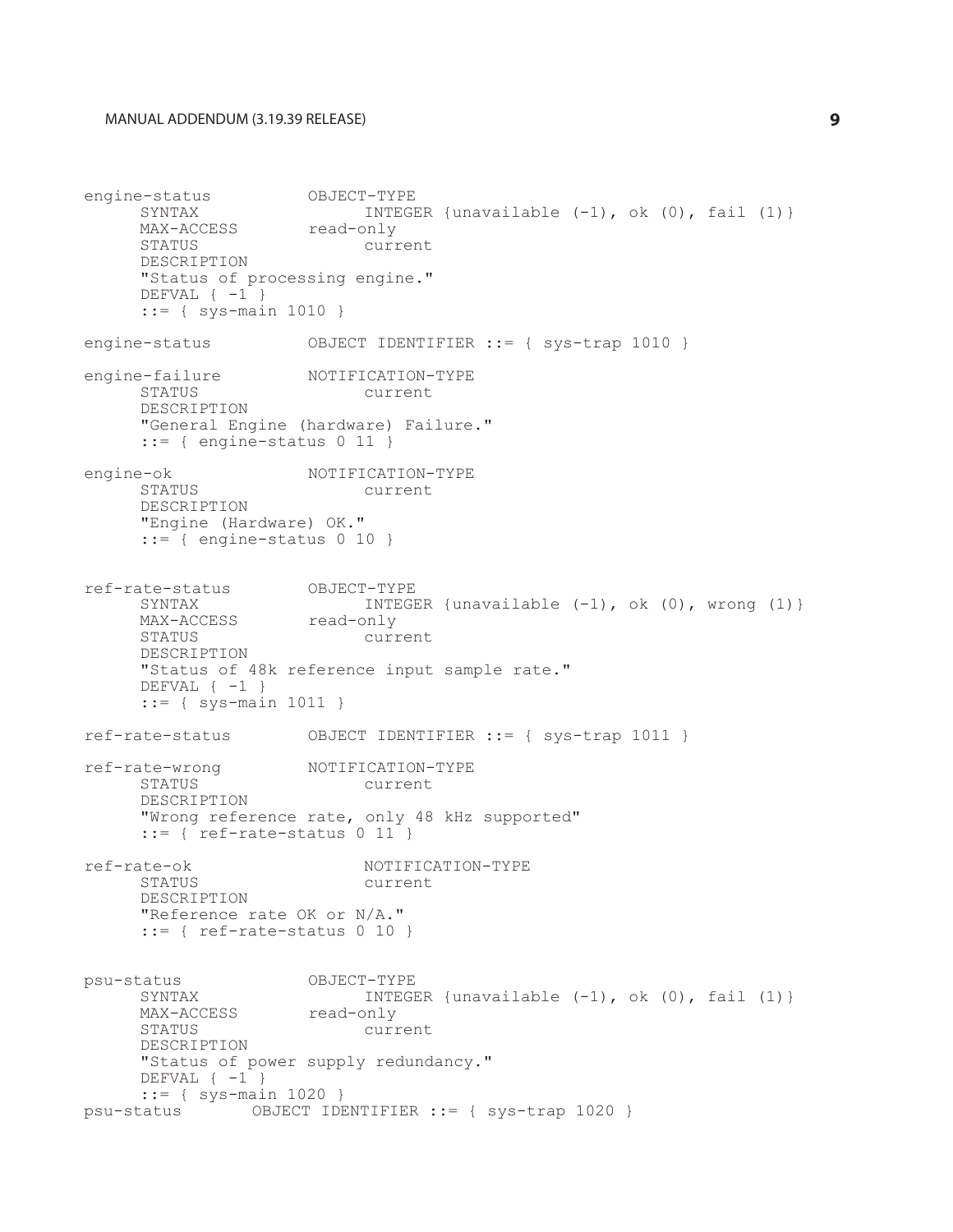```
engine-status          OBJECT-TYPE
      SYNTAX                 INTEGER {unavailable (-1), ok (0), fail (1)}
      MAX-ACCESS        read-only
      STATUS                 current
      DESCRIPTION
      "Status of processing engine."
      DEFVAL { -1 }
      ::= { sys-main 1010 }

engine-status          OBJECT IDENTIFIER ::= { sys-trap 1010 }

engine-failure         NOTIFICATION-TYPE
      STATUS                 current
      DESCRIPTION
      "General Engine (hardware) Failure."
      ::= { engine-status 0 11 }

engine-ok              NOTIFICATION-TYPE
      STATUS                 current
      DESCRIPTION
      "Engine (Hardware) OK."
      ::= { engine-status 0 10 }


ref-rate-status        OBJECT-TYPE
      SYNTAX                 INTEGER {unavailable (-1), ok (0), wrong (1)}
      MAX-ACCESS        read-only
      STATUS                 current
      DESCRIPTION
      "Status of 48k reference input sample rate."
      DEFVAL { -1 }
      ::= { sys-main 1011 }

ref-rate-status        OBJECT IDENTIFIER ::= { sys-trap 1011 }

ref-rate-wrong         NOTIFICATION-TYPE
      STATUS                 current
      DESCRIPTION
      "Wrong reference rate, only 48 kHz supported"
      ::= { ref-rate-status 0 11 }

ref-rate-ok                  NOTIFICATION-TYPE
      STATUS                 current
      DESCRIPTION
      "Reference rate OK or N/A."
      ::= { ref-rate-status 0 10 }


psu-status             OBJECT-TYPE
      SYNTAX                 INTEGER {unavailable (-1), ok (0), fail (1)}
      MAX-ACCESS        read-only
      STATUS                 current
      DESCRIPTION
      "Status of power supply redundancy."
      DEFVAL { -1 }
      ::= { sys-main 1020 }
psu-status        OBJECT IDENTIFIER ::= { sys-trap 1020 }
```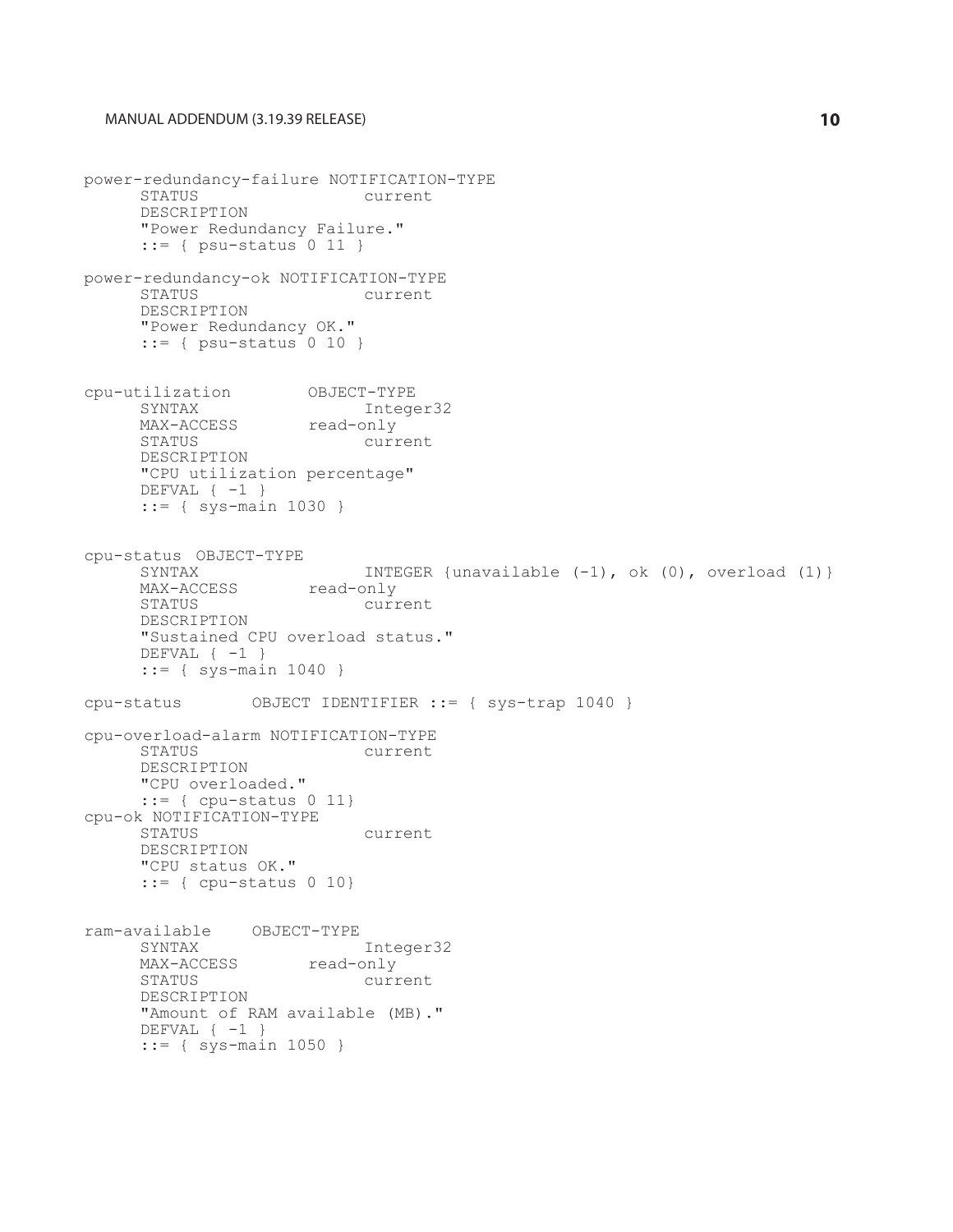```
power-redundancy-failure NOTIFICATION-TYPE
      STATUS                 current
      DESCRIPTION
      "Power Redundancy Failure."
      ::= { psu-status 0 11 }

power-redundancy-ok NOTIFICATION-TYPE
      STATUS                 current
      DESCRIPTION
      "Power Redundancy OK."
      ::= { psu-status 0 10 }


cpu-utilization        OBJECT-TYPE
      SYNTAX                 Integer32
      MAX-ACCESS       read-only
      STATUS                 current
      DESCRIPTION
      "CPU utilization percentage"
      DEFVAL { -1 }
      ::= { sys-main 1030 }


cpu-status  OBJECT-TYPE
      SYNTAX                 INTEGER {unavailable (-1), ok (0), overload (1)}
      MAX-ACCESS       read-only
      STATUS                 current
      DESCRIPTION
      "Sustained CPU overload status."
      DEFVAL { -1 }
      ::= { sys-main 1040 }

cpu-status       OBJECT IDENTIFIER ::= { sys-trap 1040 }

cpu-overload-alarm NOTIFICATION-TYPE
      STATUS                 current
      DESCRIPTION
      "CPU overloaded."
      ::= { cpu-status 0 11}
cpu-ok NOTIFICATION-TYPE
      STATUS                 current
      DESCRIPTION
      "CPU status OK."
      ::= { cpu-status 0 10}


ram-available    OBJECT-TYPE
      SYNTAX                 Integer32
      MAX-ACCESS       read-only
      STATUS                 current
      DESCRIPTION
      "Amount of RAM available (MB)."
      DEFVAL { -1 }
      ::= { sys-main 1050 }
```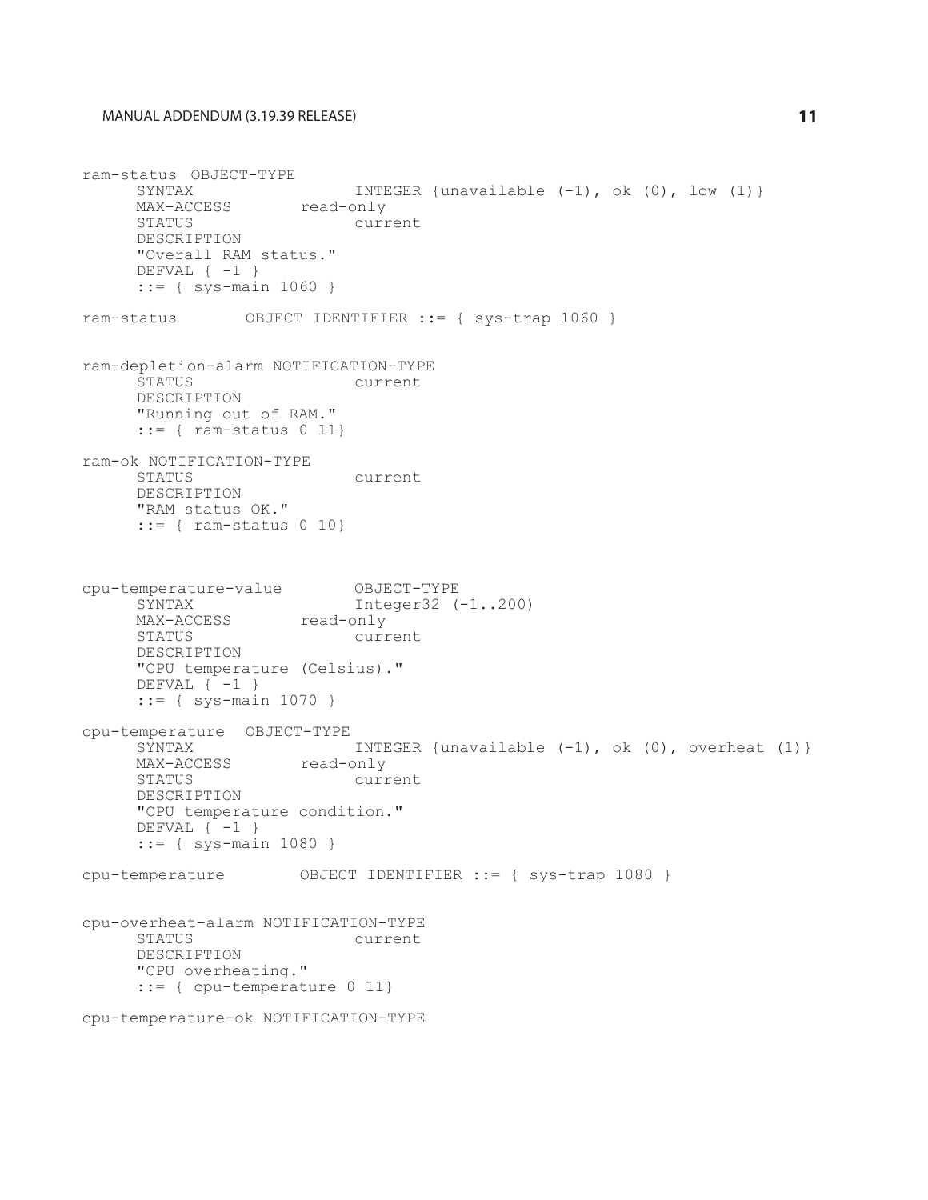```
ram-status  OBJECT-TYPE
      SYNTAX                 INTEGER {unavailable (-1), ok (0), low (1)}
      MAX-ACCESS       read-only
      STATUS                 current
      DESCRIPTION
      "Overall RAM status."
      DEFVAL { -1 }
      ::= { sys-main 1060 }

ram-status       OBJECT IDENTIFIER ::= { sys-trap 1060 }


ram-depletion-alarm NOTIFICATION-TYPE
      STATUS                 current
      DESCRIPTION
      "Running out of RAM."
      ::= { ram-status 0 11}

ram-ok NOTIFICATION-TYPE
      STATUS                 current
      DESCRIPTION
      "RAM status OK."
      ::= { ram-status 0 10}



cpu-temperature-value        OBJECT-TYPE
      SYNTAX                 Integer32 (-1..200)
      MAX-ACCESS       read-only
      STATUS                 current
      DESCRIPTION
      "CPU temperature (Celsius)."
      DEFVAL { -1 }
      ::= { sys-main 1070 }

cpu-temperature  OBJECT-TYPE
      SYNTAX                 INTEGER {unavailable (-1), ok (0), overheat (1)}
      MAX-ACCESS       read-only
      STATUS                 current
      DESCRIPTION
      "CPU temperature condition."
      DEFVAL { -1 }
      ::= { sys-main 1080 }

cpu-temperature        OBJECT IDENTIFIER ::= { sys-trap 1080 }


cpu-overheat-alarm NOTIFICATION-TYPE
      STATUS                 current
      DESCRIPTION
      "CPU overheating."
      ::= { cpu-temperature 0 11}

cpu-temperature-ok NOTIFICATION-TYPE
```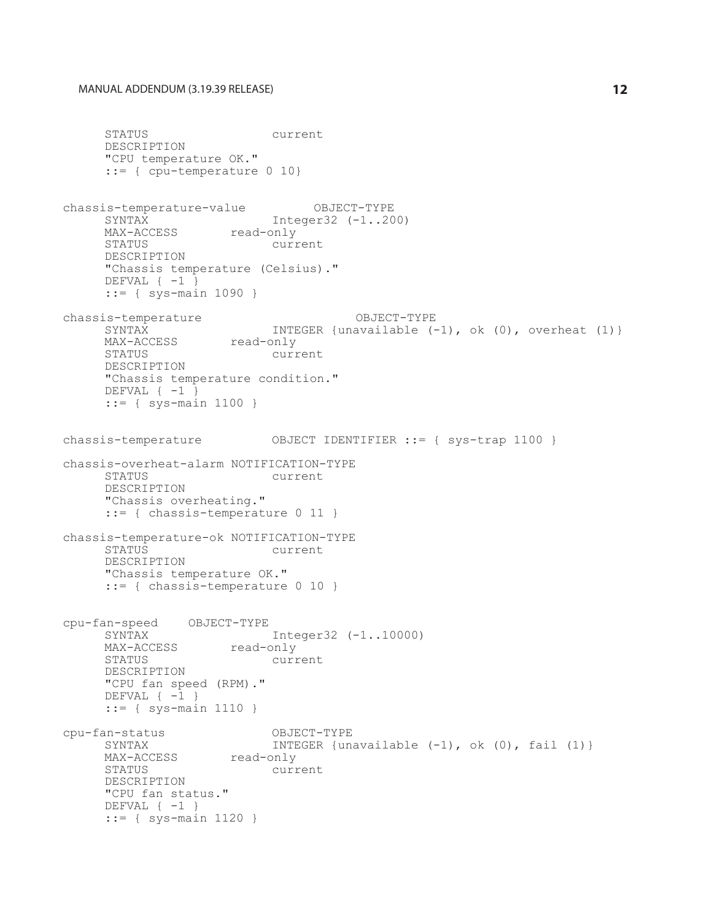```
     STATUS                  current
     DESCRIPTION
     "CPU temperature OK."
     ::= { cpu-temperature 0 10}

chassis-temperature-value         OBJECT-TYPE
     SYNTAX                  Integer32 (-1..200)
     MAX-ACCESS        read-only
     STATUS                  current
     DESCRIPTION
     "Chassis temperature (Celsius)."
     DEFVAL { -1 }
     ::= { sys-main 1090 }

chassis-temperature                     OBJECT-TYPE
     SYNTAX                  INTEGER {unavailable (-1), ok (0), overheat (1)}
     MAX-ACCESS        read-only
     STATUS                  current
     DESCRIPTION
     "Chassis temperature condition."
     DEFVAL { -1 }
     ::= { sys-main 1100 }


chassis-temperature          OBJECT IDENTIFIER ::= { sys-trap 1100 }

chassis-overheat-alarm NOTIFICATION-TYPE
     STATUS                  current
     DESCRIPTION
     "Chassis overheating."
     ::= { chassis-temperature 0 11 }

chassis-temperature-ok NOTIFICATION-TYPE
     STATUS                  current
     DESCRIPTION
     "Chassis temperature OK."
     ::= { chassis-temperature 0 10 }


cpu-fan-speed    OBJECT-TYPE
     SYNTAX                  Integer32 (-1..10000)
     MAX-ACCESS        read-only
     STATUS                  current
     DESCRIPTION
     "CPU fan speed (RPM)."
     DEFVAL { -1 }
     ::= { sys-main 1110 }

cpu-fan-status               OBJECT-TYPE
     SYNTAX                  INTEGER {unavailable (-1), ok (0), fail (1)}
     MAX-ACCESS        read-only
     STATUS                  current
     DESCRIPTION
     "CPU fan status."
     DEFVAL { -1 }
     ::= { sys-main 1120 }
```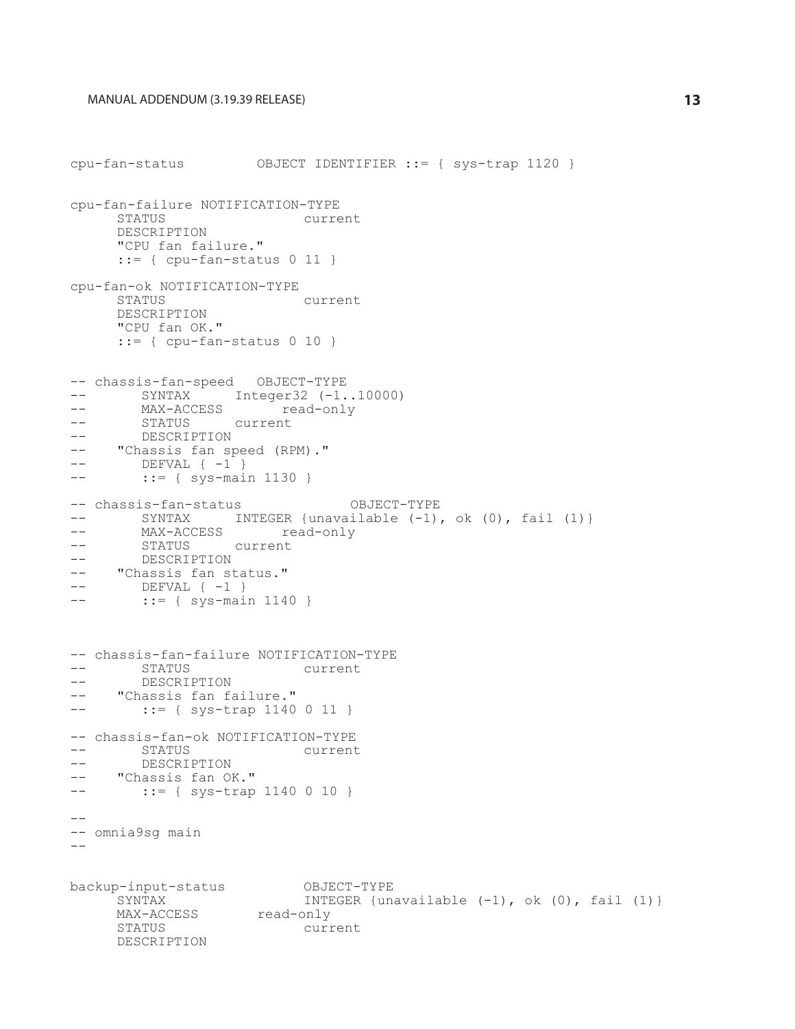```
cpu-fan-status         OBJECT IDENTIFIER ::= { sys-trap 1120 }


cpu-fan-failure NOTIFICATION-TYPE
      STATUS                  current
      DESCRIPTION
      "CPU fan failure."
      ::= { cpu-fan-status 0 11 }

cpu-fan-ok NOTIFICATION-TYPE
      STATUS                  current
      DESCRIPTION
      "CPU fan OK."
      ::= { cpu-fan-status 0 10 }


-- chassis-fan-speed   OBJECT-TYPE
--       SYNTAX     Integer32 (-1..10000)
--       MAX-ACCESS       read-only
--       STATUS     current
--       DESCRIPTION
--    "Chassis fan speed (RPM)."
--       DEFVAL { -1 }
--       ::= { sys-main 1130 }

-- chassis-fan-status             OBJECT-TYPE
--       SYNTAX     INTEGER {unavailable (-1), ok (0), fail (1)}
--       MAX-ACCESS       read-only
--       STATUS     current
--       DESCRIPTION
--    "Chassis fan status."
--       DEFVAL { -1 }
--       ::= { sys-main 1140 }



-- chassis-fan-failure NOTIFICATION-TYPE
--       STATUS               current
--       DESCRIPTION
--    "Chassis fan failure."
--       ::= { sys-trap 1140 0 11 }

-- chassis-fan-ok NOTIFICATION-TYPE
--       STATUS               current
--       DESCRIPTION
--    "Chassis fan OK."
--       ::= { sys-trap 1140 0 10 }

--
-- omnia9sg main
--

backup-input-status          OBJECT-TYPE
      SYNTAX                  INTEGER {unavailable (-1), ok (0), fail (1)}
      MAX-ACCESS        read-only
      STATUS                  current
      DESCRIPTION
```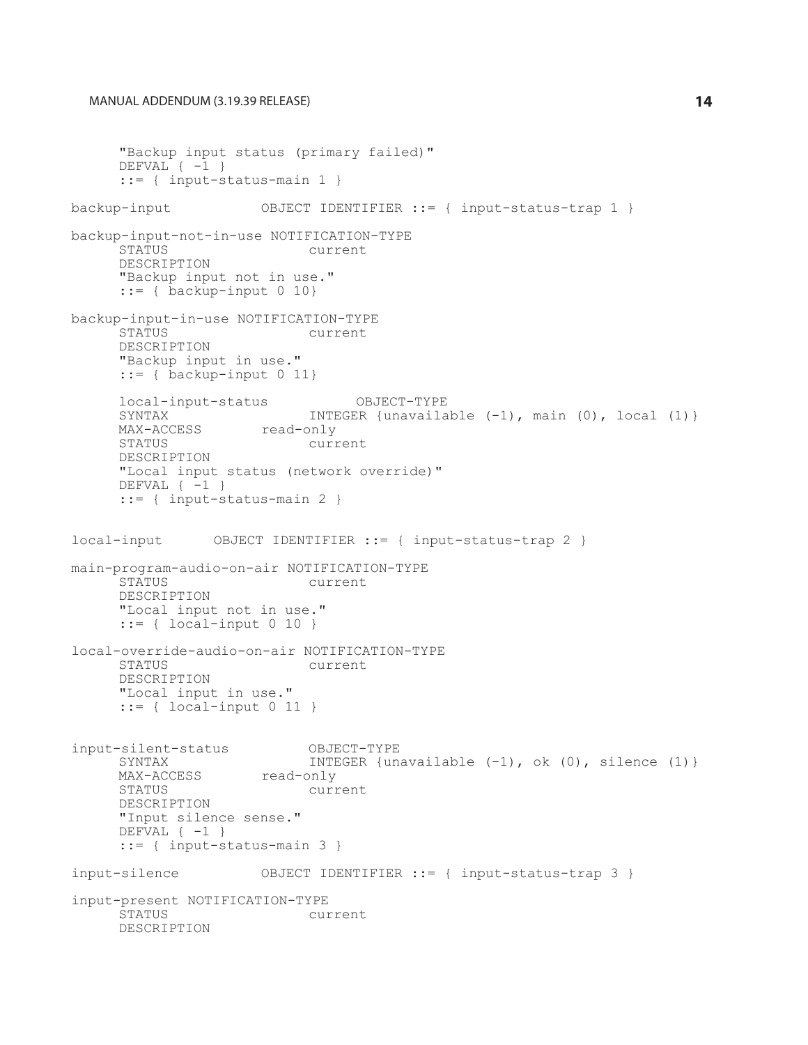```
      "Backup input status (primary failed)"
      DEFVAL { -1 }
      ::= { input-status-main 1 }

backup-input           OBJECT IDENTIFIER ::= { input-status-trap 1 }

backup-input-not-in-use NOTIFICATION-TYPE
      STATUS                 current
      DESCRIPTION
      "Backup input not in use."
      ::= { backup-input 0 10}

backup-input-in-use NOTIFICATION-TYPE
      STATUS                 current
      DESCRIPTION
      "Backup input in use."
      ::= { backup-input 0 11}

      local-input-status           OBJECT-TYPE
      SYNTAX                 INTEGER {unavailable (-1), main (0), local (1)}
      MAX-ACCESS        read-only
      STATUS                 current
      DESCRIPTION
      "Local input status (network override)"
      DEFVAL { -1 }
      ::= { input-status-main 2 }


local-input      OBJECT IDENTIFIER ::= { input-status-trap 2 }

main-program-audio-on-air NOTIFICATION-TYPE
      STATUS                 current
      DESCRIPTION
      "Local input not in use."
      ::= { local-input 0 10 }

local-override-audio-on-air NOTIFICATION-TYPE
      STATUS                 current
      DESCRIPTION
      "Local input in use."
      ::= { local-input 0 11 }


input-silent-status          OBJECT-TYPE
      SYNTAX                 INTEGER {unavailable (-1), ok (0), silence (1)}
      MAX-ACCESS        read-only
      STATUS                 current
      DESCRIPTION
      "Input silence sense."
      DEFVAL { -1 }
      ::= { input-status-main 3 }

input-silence          OBJECT IDENTIFIER ::= { input-status-trap 3 }

input-present NOTIFICATION-TYPE
      STATUS                 current
      DESCRIPTION
```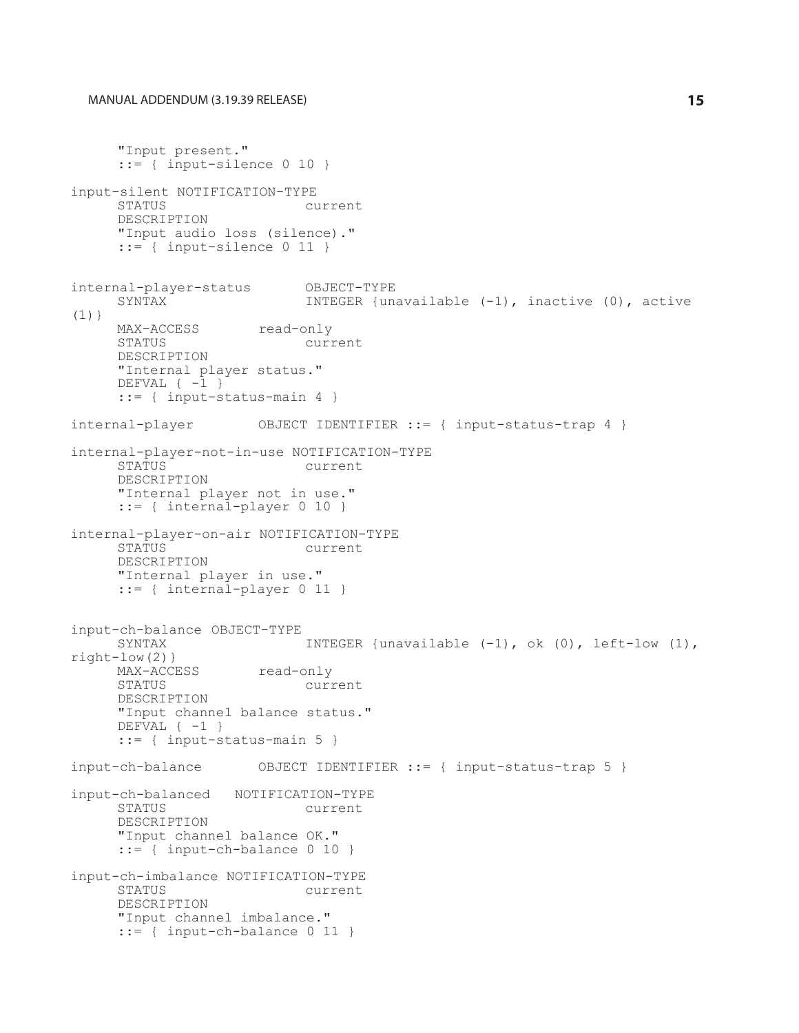```
     "Input present."
     ::= { input-silence 0 10 }

input-silent NOTIFICATION-TYPE
     STATUS                current
     DESCRIPTION
     "Input audio loss (silence)."
     ::= { input-silence 0 11 }


internal-player-status       OBJECT-TYPE
     SYNTAX                INTEGER {unavailable (-1), inactive (0), active
(1)}
     MAX-ACCESS       read-only
     STATUS                current
     DESCRIPTION
     "Internal player status."
     DEFVAL { -1 }
     ::= { input-status-main 4 }

internal-player        OBJECT IDENTIFIER ::= { input-status-trap 4 }

internal-player-not-in-use NOTIFICATION-TYPE
     STATUS                current
     DESCRIPTION
     "Internal player not in use."
     ::= { internal-player 0 10 }

internal-player-on-air NOTIFICATION-TYPE
     STATUS                current
     DESCRIPTION
     "Internal player in use."
     ::= { internal-player 0 11 }


input-ch-balance OBJECT-TYPE
     SYNTAX                INTEGER {unavailable (-1), ok (0), left-low (1),
right-low(2)}
     MAX-ACCESS       read-only
     STATUS                current
     DESCRIPTION
     "Input channel balance status."
     DEFVAL { -1 }
     ::= { input-status-main 5 }

input-ch-balance       OBJECT IDENTIFIER ::= { input-status-trap 5 }

input-ch-balanced   NOTIFICATION-TYPE
     STATUS                current
     DESCRIPTION
     "Input channel balance OK."
     ::= { input-ch-balance 0 10 }

input-ch-imbalance NOTIFICATION-TYPE
     STATUS                current
     DESCRIPTION
     "Input channel imbalance."
     ::= { input-ch-balance 0 11 }
```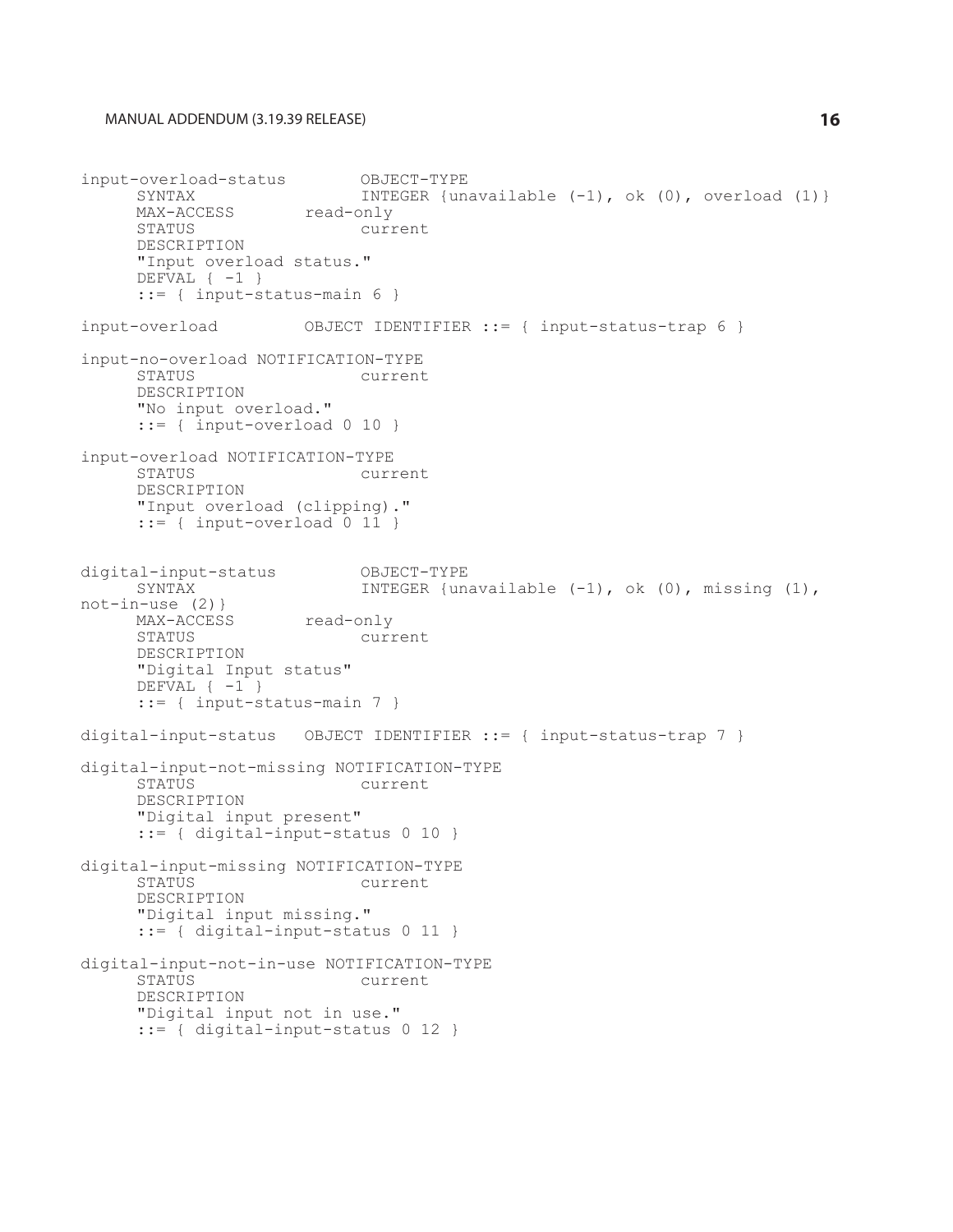```
input-overload-status        OBJECT-TYPE
      SYNTAX                 INTEGER {unavailable (-1), ok (0), overload (1)}
      MAX-ACCESS        read-only
      STATUS                 current
      DESCRIPTION
      "Input overload status."
      DEFVAL { -1 }
      ::= { input-status-main 6 }

input-overload         OBJECT IDENTIFIER ::= { input-status-trap 6 }

input-no-overload NOTIFICATION-TYPE
      STATUS                 current
      DESCRIPTION
      "No input overload."
      ::= { input-overload 0 10 }

input-overload NOTIFICATION-TYPE
      STATUS                 current
      DESCRIPTION
      "Input overload (clipping)."
      ::= { input-overload 0 11 }


digital-input-status         OBJECT-TYPE
      SYNTAX                 INTEGER {unavailable (-1), ok (0), missing (1),
not-in-use (2)}
      MAX-ACCESS        read-only
      STATUS                 current
      DESCRIPTION
      "Digital Input status"
      DEFVAL { -1 }
      ::= { input-status-main 7 }

digital-input-status   OBJECT IDENTIFIER ::= { input-status-trap 7 }

digital-input-not-missing NOTIFICATION-TYPE
      STATUS                 current
      DESCRIPTION
      "Digital input present"
      ::= { digital-input-status 0 10 }

digital-input-missing NOTIFICATION-TYPE
      STATUS                 current
      DESCRIPTION
      "Digital input missing."
      ::= { digital-input-status 0 11 }

digital-input-not-in-use NOTIFICATION-TYPE
      STATUS                 current
      DESCRIPTION
      "Digital input not in use."
      ::= { digital-input-status 0 12 }
```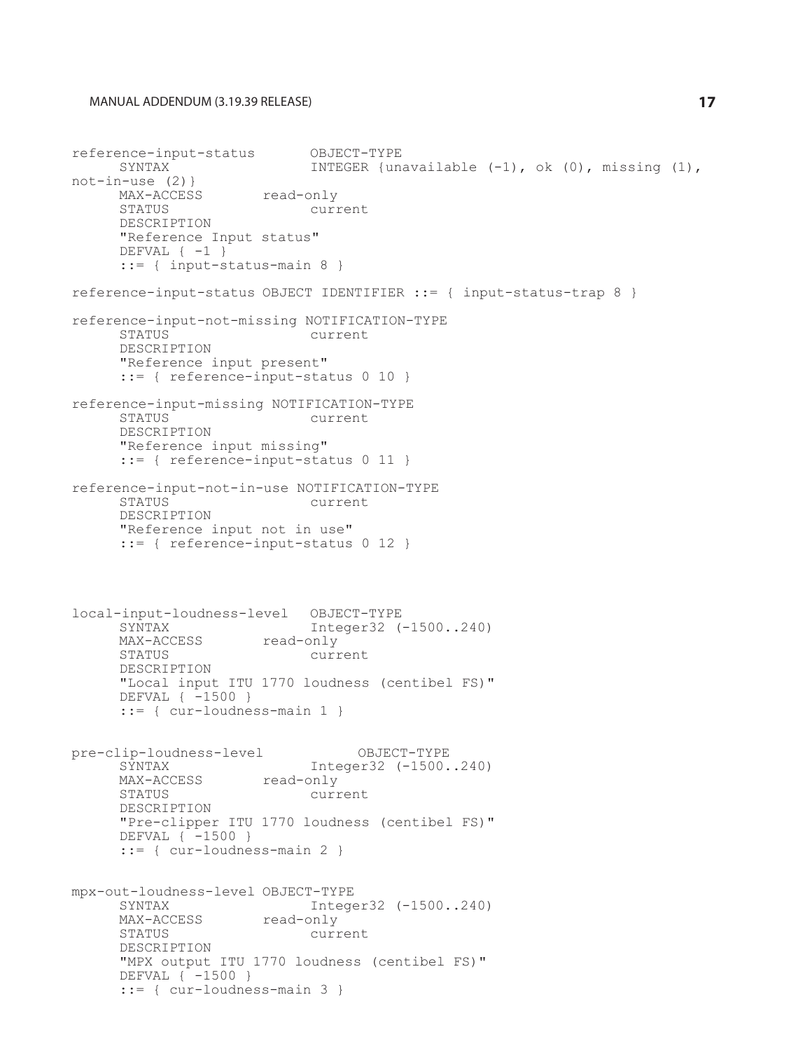```
reference-input-status       OBJECT-TYPE
      SYNTAX                 INTEGER {unavailable (-1), ok (0), missing (1),
not-in-use (2)}
      MAX-ACCESS       read-only
      STATUS                 current
      DESCRIPTION
      "Reference Input status"
      DEFVAL { -1 }
      ::= { input-status-main 8 }

reference-input-status OBJECT IDENTIFIER ::= { input-status-trap 8 }

reference-input-not-missing NOTIFICATION-TYPE
      STATUS                 current
      DESCRIPTION
      "Reference input present"
      ::= { reference-input-status 0 10 }

reference-input-missing NOTIFICATION-TYPE
      STATUS                 current
      DESCRIPTION
      "Reference input missing"
      ::= { reference-input-status 0 11 }

reference-input-not-in-use NOTIFICATION-TYPE
      STATUS                 current
      DESCRIPTION
      "Reference input not in use"
      ::= { reference-input-status 0 12 }



local-input-loudness-level   OBJECT-TYPE
      SYNTAX                 Integer32 (-1500..240)
      MAX-ACCESS       read-only
      STATUS                 current
      DESCRIPTION
      "Local input ITU 1770 loudness (centibel FS)"
      DEFVAL { -1500 }
      ::= { cur-loudness-main 1 }


pre-clip-loudness-level            OBJECT-TYPE
      SYNTAX                 Integer32 (-1500..240)
      MAX-ACCESS       read-only
      STATUS                 current
      DESCRIPTION
      "Pre-clipper ITU 1770 loudness (centibel FS)"
      DEFVAL { -1500 }
      ::= { cur-loudness-main 2 }


mpx-out-loudness-level OBJECT-TYPE
      SYNTAX                 Integer32 (-1500..240)
      MAX-ACCESS       read-only
      STATUS                 current
      DESCRIPTION
      "MPX output ITU 1770 loudness (centibel FS)"
      DEFVAL { -1500 }
      ::= { cur-loudness-main 3 }
```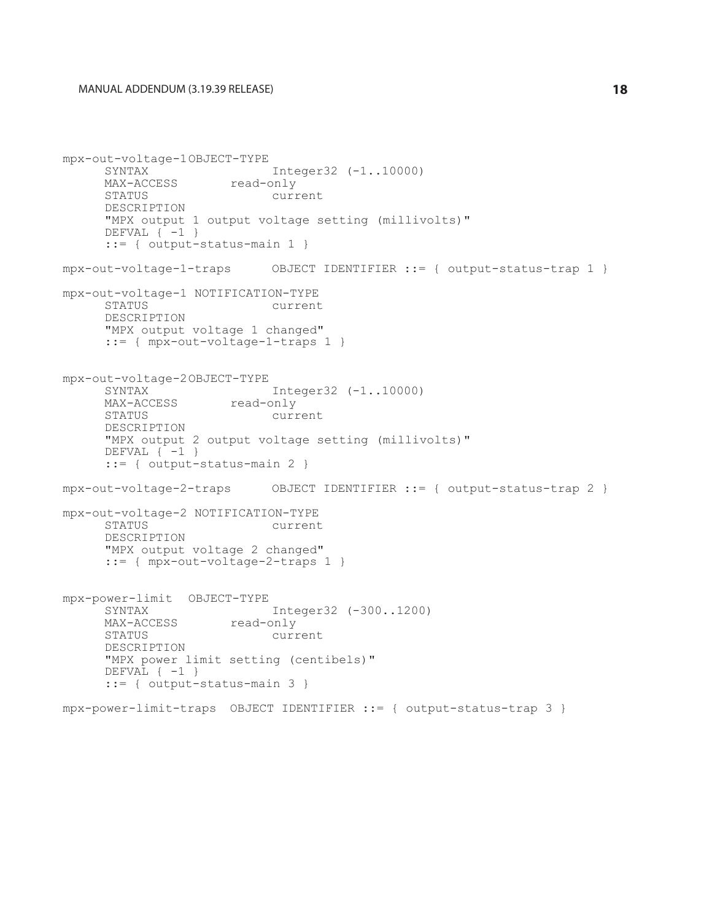```
mpx-out-voltage-1OBJECT-TYPE
      SYNTAX                Integer32 (-1..10000)
      MAX-ACCESS       read-only
      STATUS                current
      DESCRIPTION
      "MPX output 1 output voltage setting (millivolts)"
      DEFVAL { -1 }
      ::= { output-status-main 1 }

mpx-out-voltage-1-traps      OBJECT IDENTIFIER ::= { output-status-trap 1 }

mpx-out-voltage-1 NOTIFICATION-TYPE
      STATUS                current
      DESCRIPTION
      "MPX output voltage 1 changed"
      ::= { mpx-out-voltage-1-traps 1 }


mpx-out-voltage-2OBJECT-TYPE
      SYNTAX                Integer32 (-1..10000)
      MAX-ACCESS       read-only
      STATUS                current
      DESCRIPTION
      "MPX output 2 output voltage setting (millivolts)"
      DEFVAL { -1 }
      ::= { output-status-main 2 }

mpx-out-voltage-2-traps      OBJECT IDENTIFIER ::= { output-status-trap 2 }

mpx-out-voltage-2 NOTIFICATION-TYPE
      STATUS                current
      DESCRIPTION
      "MPX output voltage 2 changed"
      ::= { mpx-out-voltage-2-traps 1 }


mpx-power-limit  OBJECT-TYPE
      SYNTAX                Integer32 (-300..1200)
      MAX-ACCESS       read-only
      STATUS                current
      DESCRIPTION
      "MPX power limit setting (centibels)"
      DEFVAL { -1 }
      ::= { output-status-main 3 }

mpx-power-limit-traps  OBJECT IDENTIFIER ::= { output-status-trap 3 }
```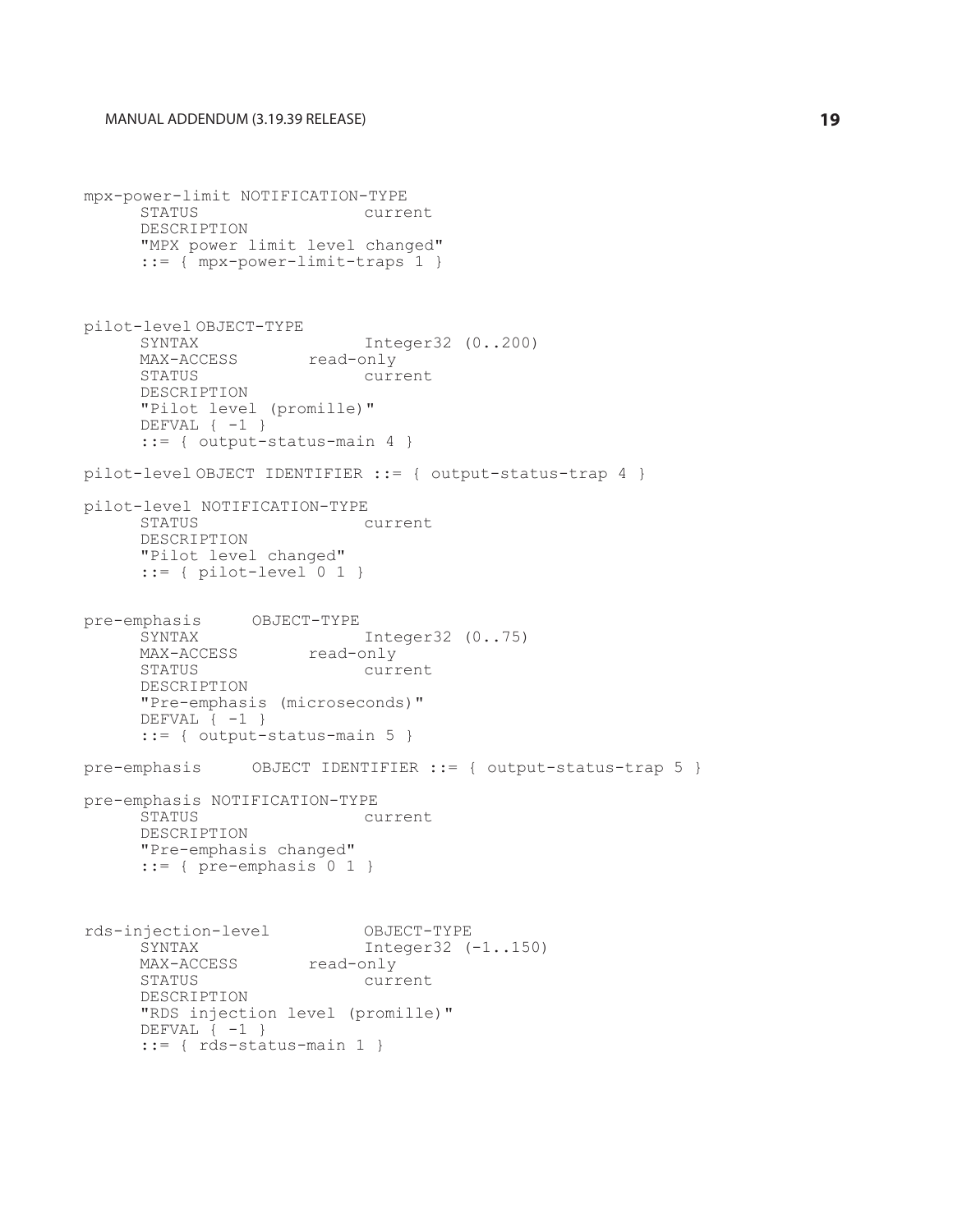```
mpx-power-limit NOTIFICATION-TYPE
      STATUS                  current
      DESCRIPTION
      "MPX power limit level changed"
      ::= { mpx-power-limit-traps 1 }


pilot-level OBJECT-TYPE
      SYNTAX                  Integer32 (0..200)
      MAX-ACCESS        read-only
      STATUS                  current
      DESCRIPTION
      "Pilot level (promille)"
      DEFVAL { -1 }
      ::= { output-status-main 4 }

pilot-level OBJECT IDENTIFIER ::= { output-status-trap 4 }

pilot-level NOTIFICATION-TYPE
      STATUS                  current
      DESCRIPTION
      "Pilot level changed"
      ::= { pilot-level 0 1 }


pre-emphasis      OBJECT-TYPE
      SYNTAX                  Integer32 (0..75)
      MAX-ACCESS        read-only
      STATUS                  current
      DESCRIPTION
      "Pre-emphasis (microseconds)"
      DEFVAL { -1 }
      ::= { output-status-main 5 }

pre-emphasis      OBJECT IDENTIFIER ::= { output-status-trap 5 }

pre-emphasis NOTIFICATION-TYPE
      STATUS                  current
      DESCRIPTION
      "Pre-emphasis changed"
      ::= { pre-emphasis 0 1 }


rds-injection-level           OBJECT-TYPE
      SYNTAX                  Integer32 (-1..150)
      MAX-ACCESS        read-only
      STATUS                  current
      DESCRIPTION
      "RDS injection level (promille)"
      DEFVAL { -1 }
      ::= { rds-status-main 1 }
```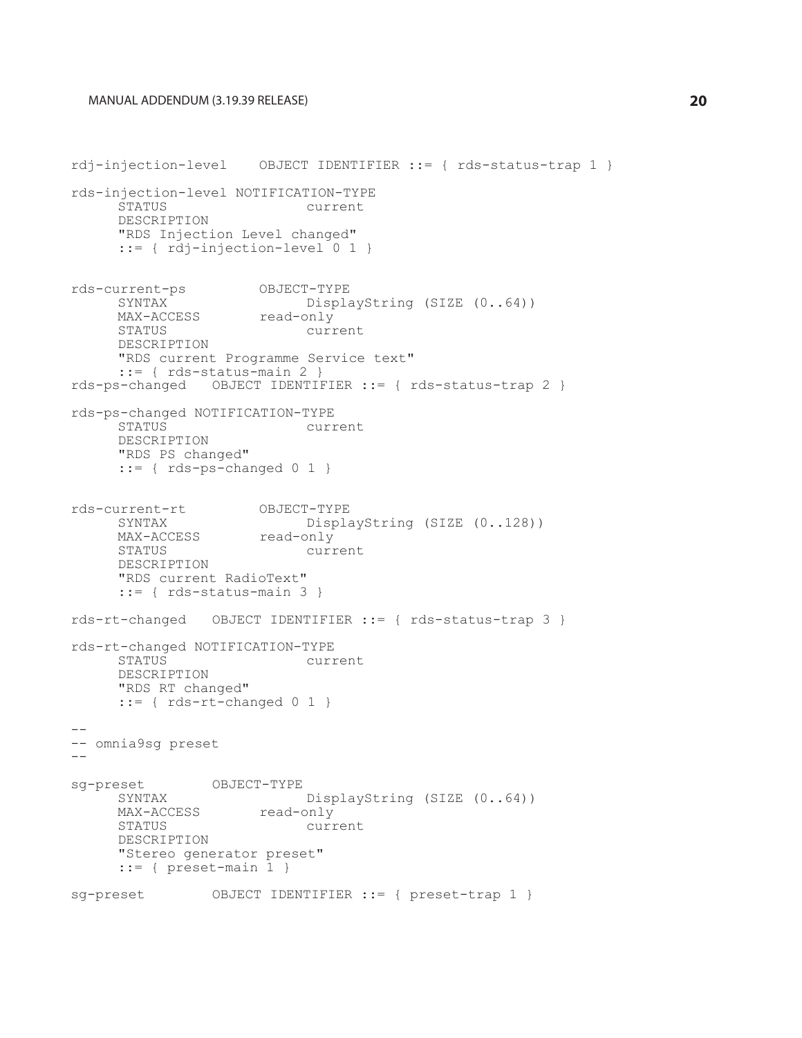```
rdj-injection-level    OBJECT IDENTIFIER ::= { rds-status-trap 1 }

rds-injection-level NOTIFICATION-TYPE
      STATUS                 current
      DESCRIPTION
      "RDS Injection Level changed"
      ::= { rdj-injection-level 0 1 }


rds-current-ps         OBJECT-TYPE
      SYNTAX                 DisplayString (SIZE (0..64))
      MAX-ACCESS       read-only
      STATUS                 current
      DESCRIPTION
      "RDS current Programme Service text"
      ::= { rds-status-main 2 }
rds-ps-changed   OBJECT IDENTIFIER ::= { rds-status-trap 2 }

rds-ps-changed NOTIFICATION-TYPE
      STATUS                 current
      DESCRIPTION
      "RDS PS changed"
      ::= { rds-ps-changed 0 1 }


rds-current-rt         OBJECT-TYPE
      SYNTAX                 DisplayString (SIZE (0..128))
      MAX-ACCESS       read-only
      STATUS                 current
      DESCRIPTION
      "RDS current RadioText"
      ::= { rds-status-main 3 }

rds-rt-changed   OBJECT IDENTIFIER ::= { rds-status-trap 3 }

rds-rt-changed NOTIFICATION-TYPE
      STATUS                 current
      DESCRIPTION
      "RDS RT changed"
      ::= { rds-rt-changed 0 1 }

--
-- omnia9sg preset
--
sg-preset        OBJECT-TYPE
      SYNTAX                 DisplayString (SIZE (0..64))
      MAX-ACCESS       read-only
      STATUS                 current
      DESCRIPTION
      "Stereo generator preset"
      ::= { preset-main 1 }

sg-preset        OBJECT IDENTIFIER ::= { preset-trap 1 }
```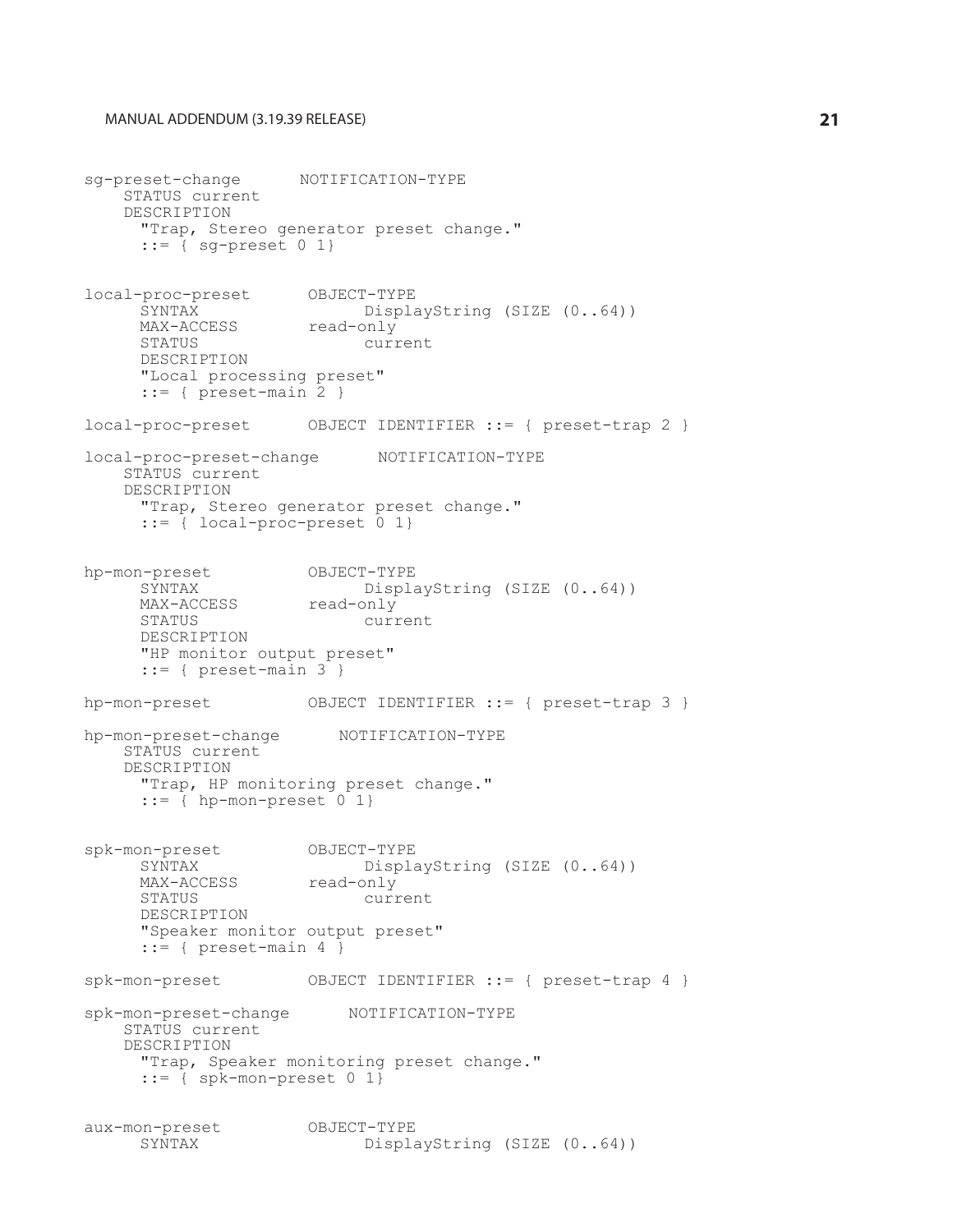```
sg-preset-change      NOTIFICATION-TYPE
    STATUS current
    DESCRIPTION
      "Trap, Stereo generator preset change."
      ::= { sg-preset 0 1}


local-proc-preset      OBJECT-TYPE
      SYNTAX                DisplayString (SIZE (0..64))
      MAX-ACCESS        read-only
      STATUS                current
      DESCRIPTION
      "Local processing preset"
      ::= { preset-main 2 }

local-proc-preset      OBJECT IDENTIFIER ::= { preset-trap 2 }

local-proc-preset-change      NOTIFICATION-TYPE
    STATUS current
    DESCRIPTION
      "Trap, Stereo generator preset change."
      ::= { local-proc-preset 0 1}


hp-mon-preset          OBJECT-TYPE
      SYNTAX                DisplayString (SIZE (0..64))
      MAX-ACCESS        read-only
      STATUS                current
      DESCRIPTION
      "HP monitor output preset"
      ::= { preset-main 3 }

hp-mon-preset          OBJECT IDENTIFIER ::= { preset-trap 3 }

hp-mon-preset-change      NOTIFICATION-TYPE
    STATUS current
    DESCRIPTION
      "Trap, HP monitoring preset change."
      ::= { hp-mon-preset 0 1}


spk-mon-preset         OBJECT-TYPE
      SYNTAX                DisplayString (SIZE (0..64))
      MAX-ACCESS        read-only
      STATUS                current
      DESCRIPTION
      "Speaker monitor output preset"
      ::= { preset-main 4 }

spk-mon-preset         OBJECT IDENTIFIER ::= { preset-trap 4 }

spk-mon-preset-change      NOTIFICATION-TYPE
    STATUS current
    DESCRIPTION
      "Trap, Speaker monitoring preset change."
      ::= { spk-mon-preset 0 1}


aux-mon-preset         OBJECT-TYPE
      SYNTAX                DisplayString (SIZE (0..64))
```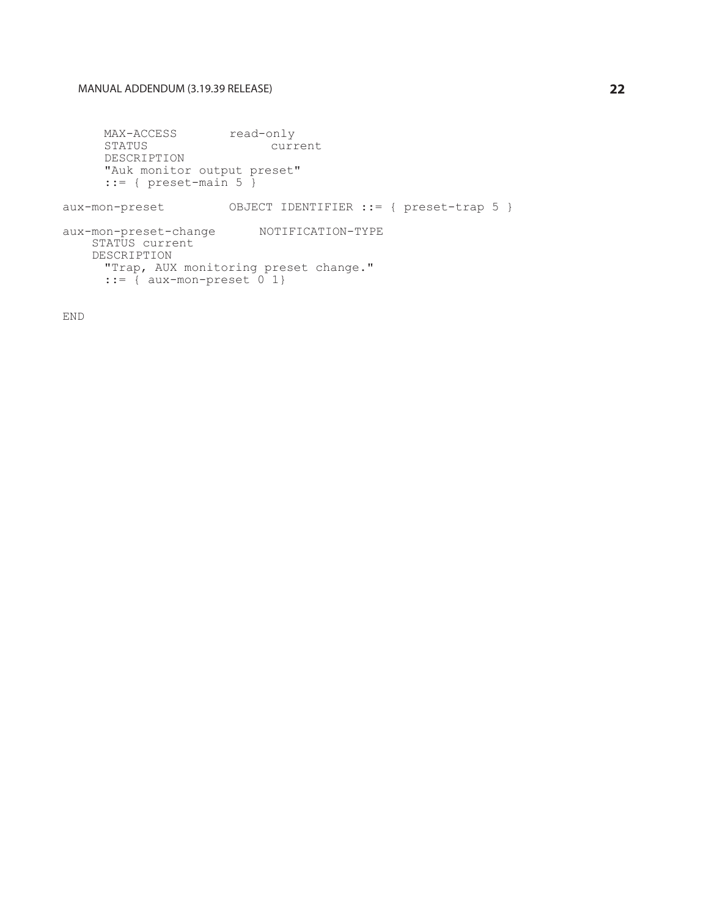```
     MAX-ACCESS       read-only
     STATUS                current
     DESCRIPTION
     "Auk monitor output preset"
     ::= { preset-main 5 }

aux-mon-preset         OBJECT IDENTIFIER ::= { preset-trap 5 }

aux-mon-preset-change      NOTIFICATION-TYPE
    STATUS current
    DESCRIPTION
     "Trap, AUX monitoring preset change."
     ::= { aux-mon-preset 0 1}

END
```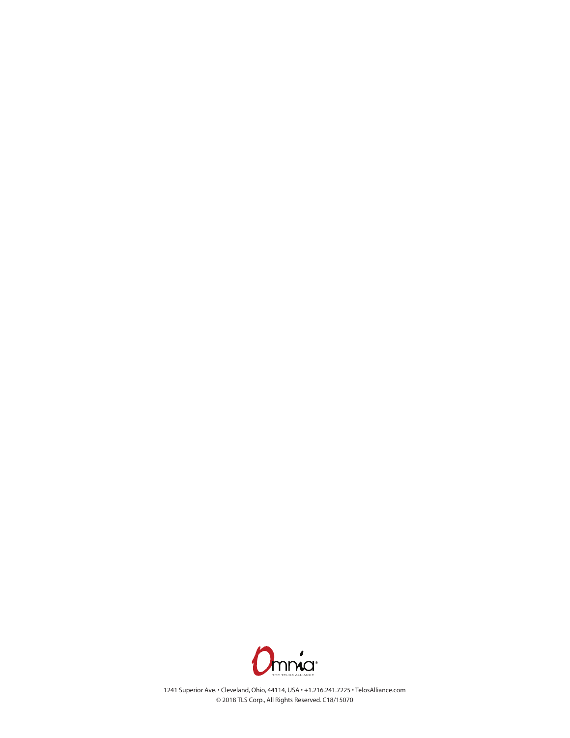Omnia
THE TELOS ALLIANCE

1241 Superior Ave. • Cleveland, Ohio, 44114, USA • +1.216.241.7225 • TelosAlliance.com
© 2018 TLS Corp., All Rights Reserved. C18/15070